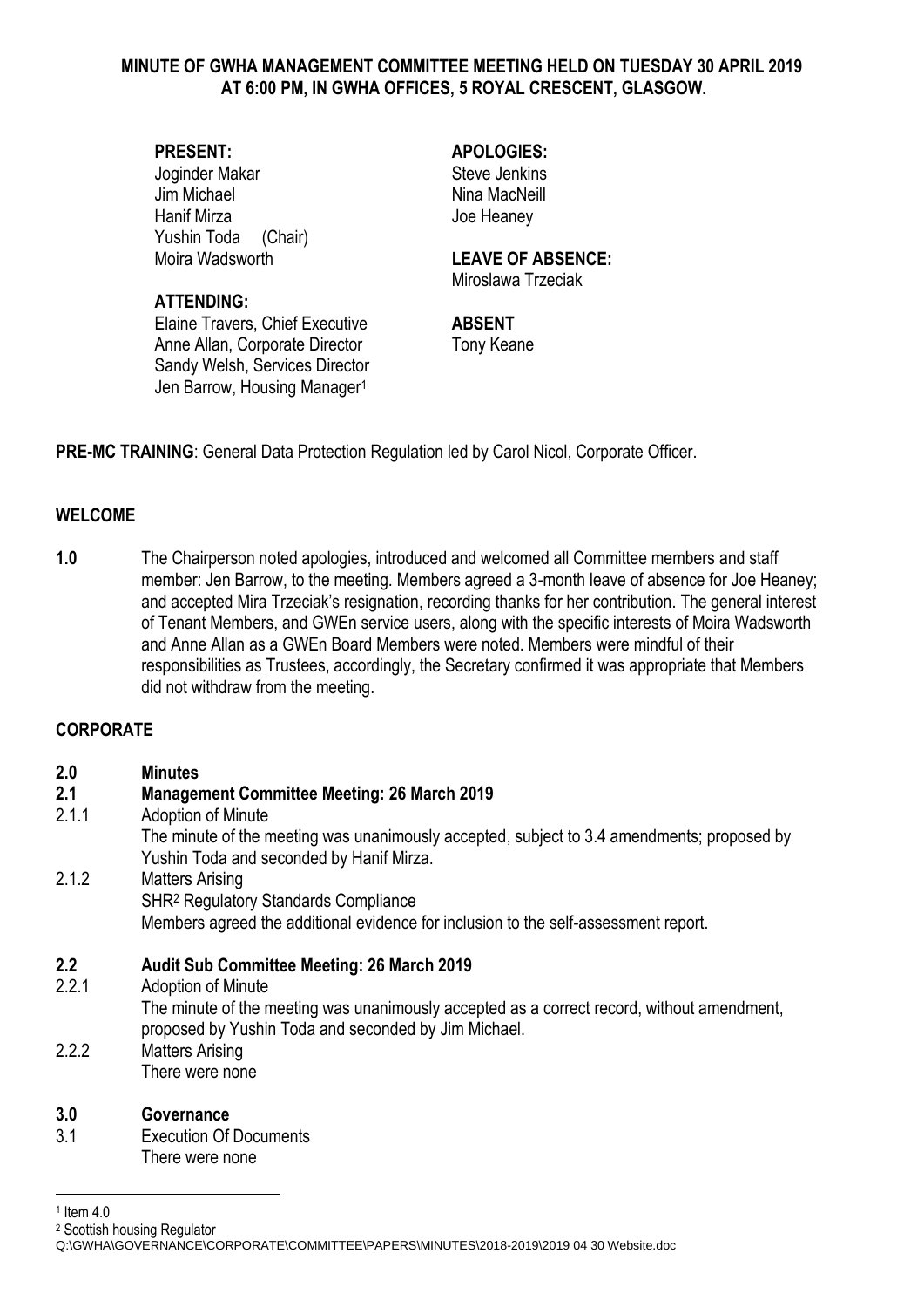# MINUTE OF GWHA MANAGEMENT COMMITTEE MEETING HELD ON TUESDAY 30 APRIL 2019 AT 6:00 PM, IN GWHA OFFICES, 5 ROYAL CRESCENT, GLASGOW.

**PRESENT:**
Joginder Makar
Jim Michael
Hanif Mirza
Yushin Toda (Chair)
Moira Wadsworth

**ATTENDING:**
Elaine Travers, Chief Executive
Anne Allan, Corporate Director
Sandy Welsh, Services Director
Jen Barrow, Housing Manager[1]

**APOLOGIES:**
Steve Jenkins
Nina MacNeill
Joe Heaney

**LEAVE OF ABSENCE:**
Miroslawa Trzeciak

**ABSENT**
Tony Keane

**PRE-MC TRAINING**: General Data Protection Regulation led by Carol Nicol, Corporate Officer.

## WELCOME

**1.0** The Chairperson noted apologies, introduced and welcomed all Committee members and staff member: Jen Barrow, to the meeting. Members agreed a 3-month leave of absence for Joe Heaney; and accepted Mira Trzeciak's resignation, recording thanks for her contribution. The general interest of Tenant Members, and GWEn service users, along with the specific interests of Moira Wadsworth and Anne Allan as a GWEn Board Members were noted. Members were mindful of their responsibilities as Trustees, accordingly, the Secretary confirmed it was appropriate that Members did not withdraw from the meeting.

## CORPORATE

**2.0 Minutes**

**2.1 Management Committee Meeting: 26 March 2019**

2.1.1 Adoption of Minute
The minute of the meeting was unanimously accepted, subject to 3.4 amendments; proposed by Yushin Toda and seconded by Hanif Mirza.

2.1.2 Matters Arising
SHR[2] Regulatory Standards Compliance
Members agreed the additional evidence for inclusion to the self-assessment report.

**2.2 Audit Sub Committee Meeting: 26 March 2019**

2.2.1 Adoption of Minute
The minute of the meeting was unanimously accepted as a correct record, without amendment, proposed by Yushin Toda and seconded by Jim Michael.

2.2.2 Matters Arising
There were none

**3.0 Governance**

3.1 Execution Of Documents
There were none

---

[1] Item 4.0
[2] Scottish housing Regulator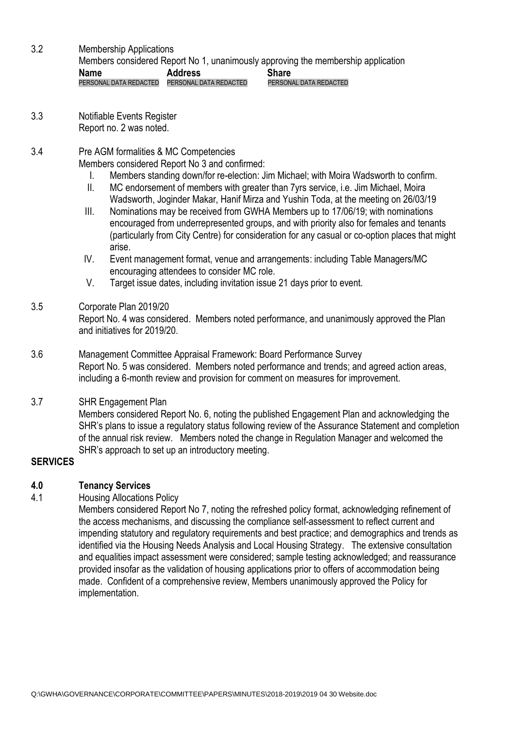3.2 Membership Applications

Members considered Report No 1, unanimously approving the membership application

| Name | Address | Share |
| --- | --- | --- |
| PERSONAL DATA REDACTED | PERSONAL DATA REDACTED | PERSONAL DATA REDACTED |

3.3 Notifiable Events Register

Report no. 2 was noted.

3.4 Pre AGM formalities & MC Competencies

Members considered Report No 3 and confirmed:

I. Members standing down/for re-election: Jim Michael; with Moira Wadsworth to confirm.
II. MC endorsement of members with greater than 7yrs service, i.e. Jim Michael, Moira Wadsworth, Joginder Makar, Hanif Mirza and Yushin Toda, at the meeting on 26/03/19
III. Nominations may be received from GWHA Members up to 17/06/19; with nominations encouraged from underrepresented groups, and with priority also for females and tenants (particularly from City Centre) for consideration for any casual or co-option places that might arise.
IV. Event management format, venue and arrangements: including Table Managers/MC encouraging attendees to consider MC role.
V. Target issue dates, including invitation issue 21 days prior to event.

3.5 Corporate Plan 2019/20

Report No. 4 was considered. Members noted performance, and unanimously approved the Plan and initiatives for 2019/20.

3.6 Management Committee Appraisal Framework: Board Performance Survey

Report No. 5 was considered. Members noted performance and trends; and agreed action areas, including a 6-month review and provision for comment on measures for improvement.

3.7 SHR Engagement Plan

Members considered Report No. 6, noting the published Engagement Plan and acknowledging the SHR's plans to issue a regulatory status following review of the Assurance Statement and completion of the annual risk review. Members noted the change in Regulation Manager and welcomed the SHR's approach to set up an introductory meeting.

**SERVICES**

**4.0 Tenancy Services**

4.1 Housing Allocations Policy

Members considered Report No 7, noting the refreshed policy format, acknowledging refinement of the access mechanisms, and discussing the compliance self-assessment to reflect current and impending statutory and regulatory requirements and best practice; and demographics and trends as identified via the Housing Needs Analysis and Local Housing Strategy. The extensive consultation and equalities impact assessment were considered; sample testing acknowledged; and reassurance provided insofar as the validation of housing applications prior to offers of accommodation being made. Confident of a comprehensive review, Members unanimously approved the Policy for implementation.

Q:\GWHA\GOVERNANCE\CORPORATE\COMMITTEE\PAPERS\MINUTES\2018-2019\2019 04 30 Website.doc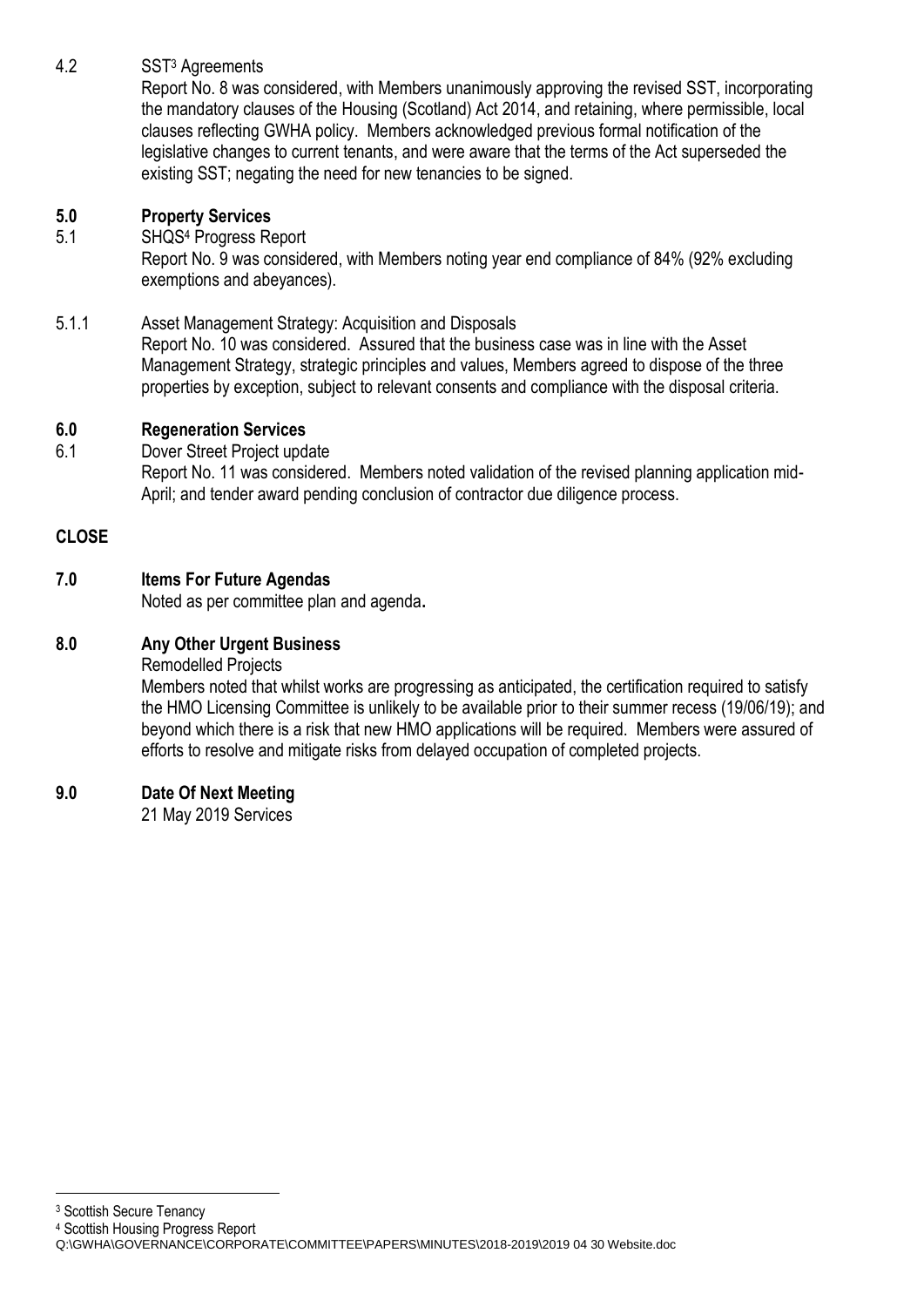4.2 SST[3] Agreements

Report No. 8 was considered, with Members unanimously approving the revised SST, incorporating the mandatory clauses of the Housing (Scotland) Act 2014, and retaining, where permissible, local clauses reflecting GWHA policy. Members acknowledged previous formal notification of the legislative changes to current tenants, and were aware that the terms of the Act superseded the existing SST; negating the need for new tenancies to be signed.

## 5.0 Property Services

5.1 SHQS[4] Progress Report

Report No. 9 was considered, with Members noting year end compliance of 84% (92% excluding exemptions and abeyances).

5.1.1 Asset Management Strategy: Acquisition and Disposals

Report No. 10 was considered. Assured that the business case was in line with the Asset Management Strategy, strategic principles and values, Members agreed to dispose of the three properties by exception, subject to relevant consents and compliance with the disposal criteria.

## 6.0 Regeneration Services

6.1 Dover Street Project update

Report No. 11 was considered. Members noted validation of the revised planning application mid-April; and tender award pending conclusion of contractor due diligence process.

## CLOSE

## 7.0 Items For Future Agendas

Noted as per committee plan and agenda**.**

## 8.0 Any Other Urgent Business

Remodelled Projects

Members noted that whilst works are progressing as anticipated, the certification required to satisfy the HMO Licensing Committee is unlikely to be available prior to their summer recess (19/06/19); and beyond which there is a risk that new HMO applications will be required. Members were assured of efforts to resolve and mitigate risks from delayed occupation of completed projects.

## 9.0 Date Of Next Meeting

21 May 2019 Services

---

[3] Scottish Secure Tenancy

[4] Scottish Housing Progress Report

Q:\GWHA\GOVERNANCE\CORPORATE\COMMITTEE\PAPERS\MINUTES\2018-2019\2019 04 30 Website.doc